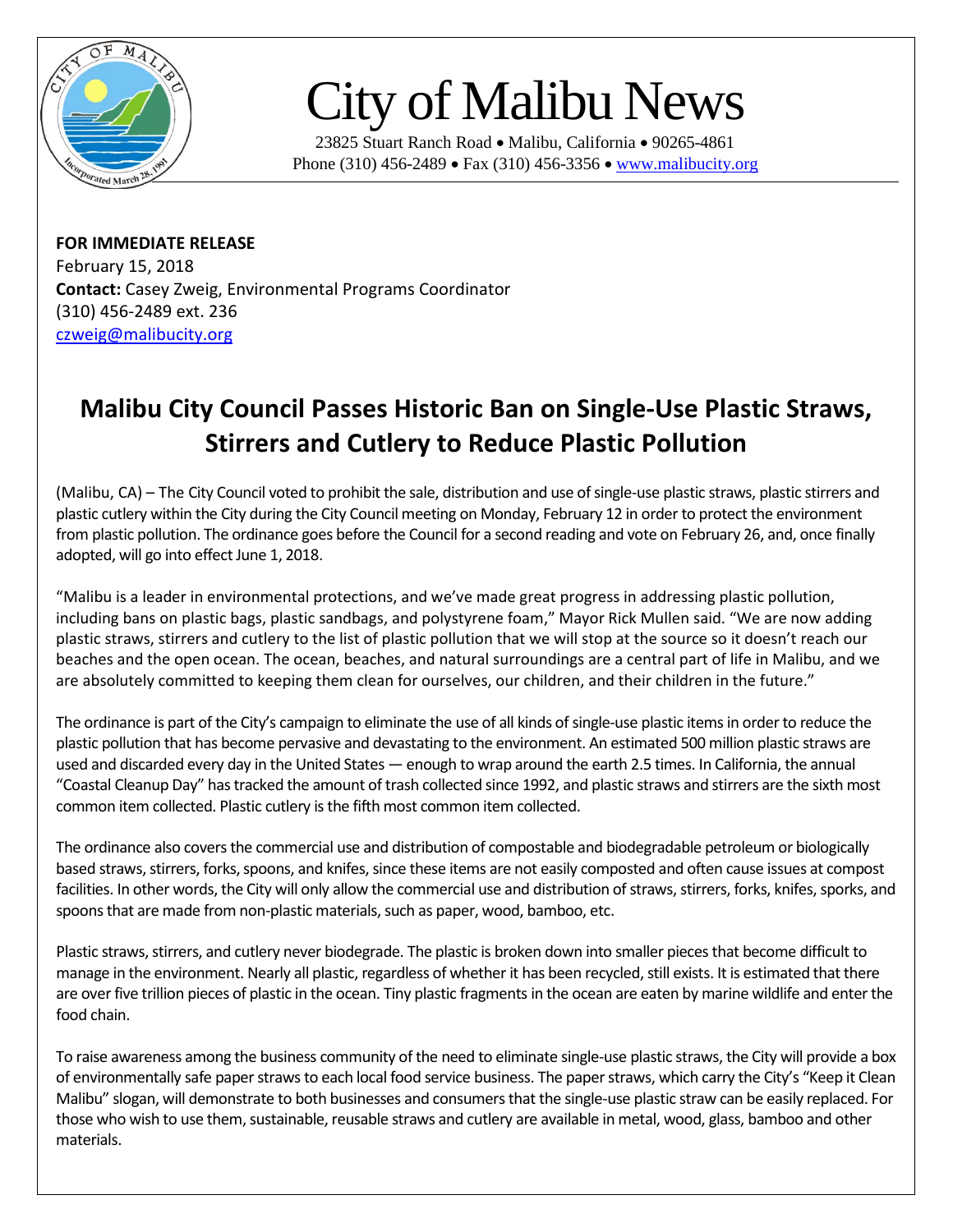# City of Malibu News

23825 Stuart Ranch Road • Malibu, California • 90265-4861
Phone (310) 456-2489 • Fax (310) 456-3356 • www.malibucity.org

**FOR IMMEDIATE RELEASE**
February 15, 2018
**Contact:** Casey Zweig, Environmental Programs Coordinator
(310) 456-2489 ext. 236
czweig@malibucity.org

## Malibu City Council Passes Historic Ban on Single-Use Plastic Straws, Stirrers and Cutlery to Reduce Plastic Pollution

(Malibu, CA) – The City Council voted to prohibit the sale, distribution and use of single-use plastic straws, plastic stirrers and plastic cutlery within the City during the City Council meeting on Monday, February 12 in order to protect the environment from plastic pollution. The ordinance goes before the Council for a second reading and vote on February 26, and, once finally adopted, will go into effect June 1, 2018.

"Malibu is a leader in environmental protections, and we've made great progress in addressing plastic pollution, including bans on plastic bags, plastic sandbags, and polystyrene foam," Mayor Rick Mullen said. "We are now adding plastic straws, stirrers and cutlery to the list of plastic pollution that we will stop at the source so it doesn't reach our beaches and the open ocean. The ocean, beaches, and natural surroundings are a central part of life in Malibu, and we are absolutely committed to keeping them clean for ourselves, our children, and their children in the future."

The ordinance is part of the City's campaign to eliminate the use of all kinds of single-use plastic items in order to reduce the plastic pollution that has become pervasive and devastating to the environment. An estimated 500 million plastic straws are used and discarded every day in the United States — enough to wrap around the earth 2.5 times. In California, the annual "Coastal Cleanup Day" has tracked the amount of trash collected since 1992, and plastic straws and stirrers are the sixth most common item collected. Plastic cutlery is the fifth most common item collected.

The ordinance also covers the commercial use and distribution of compostable and biodegradable petroleum or biologically based straws, stirrers, forks, spoons, and knifes, since these items are not easily composted and often cause issues at compost facilities. In other words, the City will only allow the commercial use and distribution of straws, stirrers, forks, knifes, sporks, and spoons that are made from non-plastic materials, such as paper, wood, bamboo, etc.

Plastic straws, stirrers, and cutlery never biodegrade. The plastic is broken down into smaller pieces that become difficult to manage in the environment. Nearly all plastic, regardless of whether it has been recycled, still exists. It is estimated that there are over five trillion pieces of plastic in the ocean. Tiny plastic fragments in the ocean are eaten by marine wildlife and enter the food chain.

To raise awareness among the business community of the need to eliminate single-use plastic straws, the City will provide a box of environmentally safe paper straws to each local food service business. The paper straws, which carry the City's "Keep it Clean Malibu" slogan, will demonstrate to both businesses and consumers that the single-use plastic straw can be easily replaced. For those who wish to use them, sustainable, reusable straws and cutlery are available in metal, wood, glass, bamboo and other materials.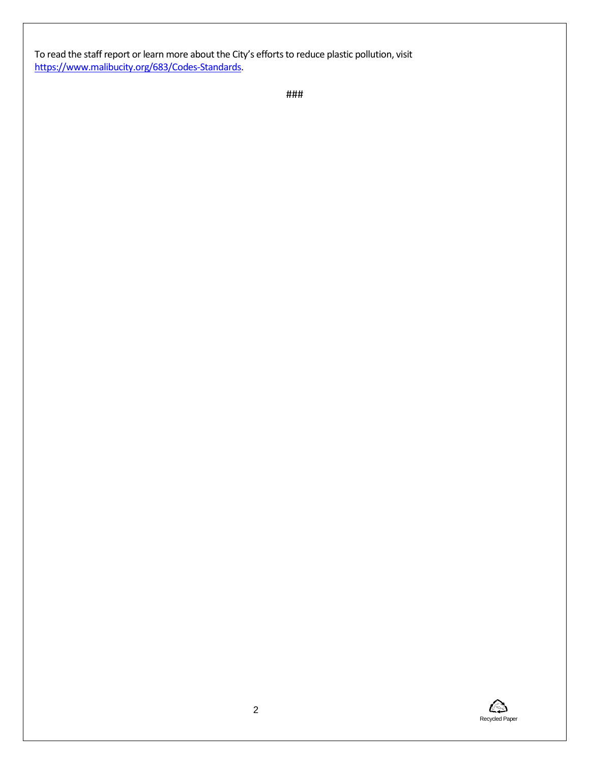To read the staff report or learn more about the City's efforts to reduce plastic pollution, visit https://www.malibucity.org/683/Codes-Standards.

###

Recycled Paper